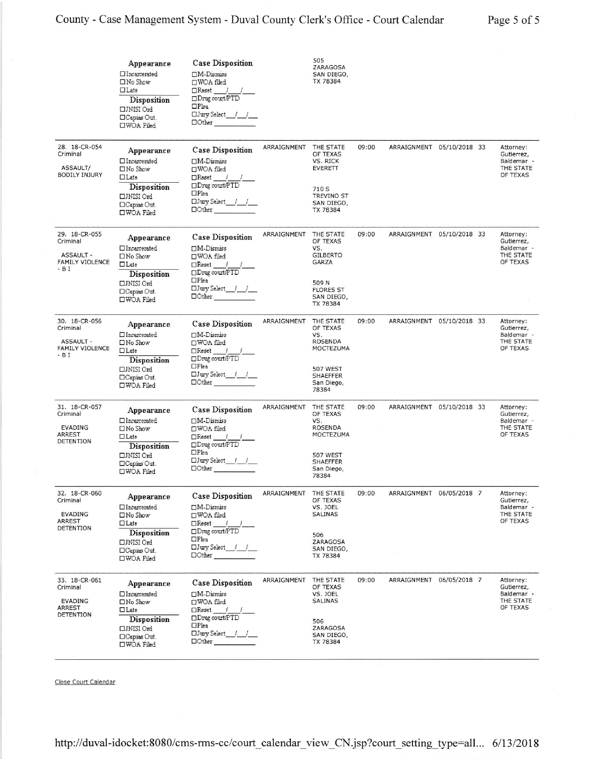| | Appearance / Disposition | Case Disposition | | | | | | |
|---|---|---|---|---|---|---|---|---|
| | **Appearance** ☐Incarcerated ☐No Show ☐Late **Disposition** ☐JNISI Ord ☐Capias Out. ☐WOA Filed | **Case Disposition** ☐M-Dismiss ☐WOA filed ☐Reset \_\_/\_\_/\_\_ ☐Drug court/PTD ☐Plea ☐Jury Select\_\_/\_\_/\_\_ ☐Other \_\_\_\_\_\_ | | 505 ZARAGOSA SAN DIEGO, TX 78384 | | | | |
| 28. 18-CR-054 Criminal ASSAULT/ BODILY INJURY | **Appearance** ☐Incarcerated ☐No Show ☐Late **Disposition** ☐JNISI Ord ☐Capias Out. ☐WOA Filed | **Case Disposition** ☐M-Dismiss ☐WOA filed ☐Reset \_\_/\_\_/\_\_ ☐Drug court/PTD ☐Plea ☐Jury Select\_\_/\_\_/\_\_ ☐Other \_\_\_\_\_\_ | ARRAIGNMENT | THE STATE OF TEXAS VS. RICK EVERETT 710 S TREVINO ST SAN DIEGO, TX 78384 | 09:00 | ARRAIGNMENT | 05/10/2018 33 | Attorney: Gutierrez, Baldemar - THE STATE OF TEXAS |
| 29. 18-CR-055 Criminal ASSAULT - FAMILY VIOLENCE - B I | **Appearance** ☐Incarcerated ☐No Show ☐Late **Disposition** ☐JNISI Ord ☐Capias Out. ☐WOA Filed | **Case Disposition** ☐M-Dismiss ☐WOA filed ☐Reset \_\_/\_\_/\_\_ ☐Drug court/PTD ☐Plea ☐Jury Select\_\_/\_\_/\_\_ ☐Other \_\_\_\_\_\_ | ARRAIGNMENT | THE STATE OF TEXAS VS. GILBERTO GARZA 509 N FLORES ST SAN DIEGO, TX 78384 | 09:00 | ARRAIGNMENT | 05/10/2018 33 | Attorney: Gutierrez, Baldemar - THE STATE OF TEXAS |
| 30. 18-CR-056 Criminal ASSAULT - FAMILY VIOLENCE - B I | **Appearance** ☐Incarcerated ☐No Show ☐Late **Disposition** ☐JNISI Ord ☐Capias Out. ☐WOA Filed | **Case Disposition** ☐M-Dismiss ☐WOA filed ☐Reset \_\_/\_\_/\_\_ ☐Drug court/PTD ☐Plea ☐Jury Select\_\_/\_\_/\_\_ ☐Other \_\_\_\_\_\_ | ARRAIGNMENT | THE STATE OF TEXAS VS. ROSENDA MOCTEZUMA 507 WEST SHAEFFER San Diego, 78384 | 09:00 | ARRAIGNMENT | 05/10/2018 33 | Attorney: Gutierrez, Baldemar - THE STATE OF TEXAS |
| 31. 18-CR-057 Criminal EVADING ARREST DETENTION | **Appearance** ☐Incarcerated ☐No Show ☐Late **Disposition** ☐JNISI Ord ☐Capias Out. ☐WOA Filed | **Case Disposition** ☐M-Dismiss ☐WOA filed ☐Reset \_\_/\_\_/\_\_ ☐Drug court/PTD ☐Plea ☐Jury Select\_\_/\_\_/\_\_ ☐Other \_\_\_\_\_\_ | ARRAIGNMENT | THE STATE OF TEXAS VS. ROSENDA MOCTEZUMA 507 WEST SHAEFFER San Diego, 78384 | 09:00 | ARRAIGNMENT | 05/10/2018 33 | Attorney: Gutierrez, Baldemar - THE STATE OF TEXAS |
| 32. 18-CR-060 Criminal EVADING ARREST DETENTION | **Appearance** ☐Incarcerated ☐No Show ☐Late **Disposition** ☐JNISI Ord ☐Capias Out. ☐WOA Filed | **Case Disposition** ☐M-Dismiss ☐WOA filed ☐Reset \_\_/\_\_/\_\_ ☐Drug court/PTD ☐Plea ☐Jury Select\_\_/\_\_/\_\_ ☐Other \_\_\_\_\_\_ | ARRAIGNMENT | THE STATE OF TEXAS VS. JOEL SALINAS 506 ZARAGOSA SAN DIEGO, TX 78384 | 09:00 | ARRAIGNMENT | 06/05/2018 7 | Attorney: Gutierrez, Baldemar - THE STATE OF TEXAS |
| 33. 18-CR-061 Criminal EVADING ARREST DETENTION | **Appearance** ☐Incarcerated ☐No Show ☐Late **Disposition** ☐JNISI Ord ☐Capias Out. ☐WOA Filed | **Case Disposition** ☐M-Dismiss ☐WOA filed ☐Reset \_\_/\_\_/\_\_ ☐Drug court/PTD ☐Plea ☐Jury Select\_\_/\_\_/\_\_ ☐Other \_\_\_\_\_\_ | ARRAIGNMENT | THE STATE OF TEXAS VS. JOEL SALINAS 506 ZARAGOSA SAN DIEGO, TX 78384 | 09:00 | ARRAIGNMENT | 06/05/2018 7 | Attorney: Gutierrez, Baldemar - THE STATE OF TEXAS |

Close Court Calendar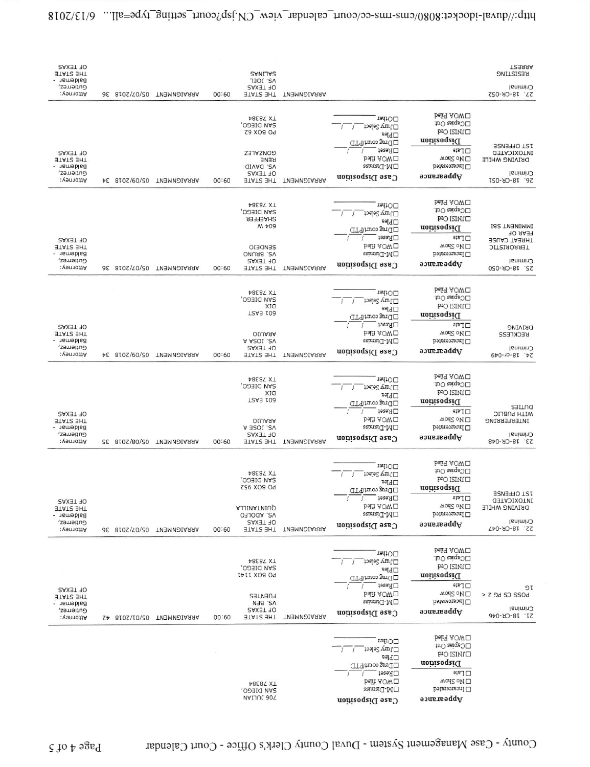| | | | | | | | |
|---|---|---|---|---|---|---|---|
| | Appearance<br>☐ Incarcerated<br>☐ No Show<br>☐ Late<br>Disposition<br>☐ INISI Ord<br>☐ Capias Out<br>☐ WOA Filed | Case Disposition<br>☐ M-Dismiss<br>☐ WOA filed<br>☐ Reset ___/___/___<br>☐ Drug court/PTD<br>☐ Plea<br>☐ Jury Select ___/___/___<br>☐ Other ________ | 706 JULIAN<br>SAN DIEGO,<br>TX 78384 | | | | |
| 21. 18-CR-046<br>Criminal<br>POSS CS PG 2 < 1G | Appearance<br>☐ Incarcerated<br>☐ No Show<br>☐ Late<br>Disposition<br>☐ INISI Ord<br>☐ Capias Out<br>☐ WOA Filed | Case Disposition<br>☐ M-Dismiss<br>☐ WOA filed<br>☐ Reset ___/___/___<br>☐ Drug court/PTD<br>☐ Plea<br>☐ Jury Select ___/___/___<br>☐ Other ________ | ARRAIGNMENT THE STATE OF TEXAS VS. BEN FUENTES<br>PO BOX 1141<br>SAN DIEGO,<br>TX 78384 | 09:00 | ARRAIGNMENT | 05/01/2018 42 | Attorney:<br>Gutierrez, Baldemar - THE STATE OF TEXAS |
| 22. 18-CR-047<br>Criminal<br>DRIVING WHILE INTOXICATED 1ST OFFENSE | Appearance<br>☐ Incarcerated<br>☐ No Show<br>☐ Late<br>Disposition<br>☐ INISI Ord<br>☐ Capias Out<br>☐ WOA Filed | Case Disposition<br>☐ M-Dismiss<br>☐ WOA filed<br>☐ Reset ___/___/___<br>☐ Drug court/PTD<br>☐ Plea<br>☐ Jury Select ___/___/___<br>☐ Other ________ | ARRAIGNMENT THE STATE OF TEXAS VS. ADOLFO QUINTANILLA<br>PO BOX 952<br>SAN DIEGO,<br>TX 78384 | 09:00 | ARRAIGNMENT | 05/07/2018 36 | Attorney:<br>Gutierrez, Baldemar - THE STATE OF TEXAS |
| 23. 18-CR-048<br>Criminal<br>INTERFERING WITH PUBLIC DUTIES | Appearance<br>☐ Incarcerated<br>☐ No Show<br>☐ Late<br>Disposition<br>☐ INISI Ord<br>☐ Capias Out<br>☐ WOA Filed | Case Disposition<br>☐ M-Dismiss<br>☐ WOA filed<br>☐ Reset ___/___/___<br>☐ Drug court/PTD<br>☐ Plea<br>☐ Jury Select ___/___/___<br>☐ Other ________ | ARRAIGNMENT THE STATE OF TEXAS VS. JOSE A ARAUJO<br>601 EAST DIX<br>SAN DIEGO,<br>TX 78384 | 09:00 | ARRAIGNMENT | 05/08/2018 35 | Attorney:<br>Gutierrez, Baldemar - THE STATE OF TEXAS |
| 24. 18-cr-049<br>Criminal<br>RECKLESS DRIVING | Appearance<br>☐ Incarcerated<br>☐ No Show<br>☐ Late<br>Disposition<br>☐ INISI Ord<br>☐ Capias Out<br>☐ WOA Filed | Case Disposition<br>☐ M-Dismiss<br>☐ WOA filed<br>☐ Reset ___/___/___<br>☐ Drug court/PTD<br>☐ Plea<br>☐ Jury Select ___/___/___<br>☐ Other ________ | ARRAIGNMENT THE STATE OF TEXAS VS. JOSA A ARAUJO<br>601 EAST DIX<br>SAN DIEGO,<br>TX 78384 | 09:00 | ARRAIGNMENT | 05/09/2018 34 | Attorney:<br>Gutierrez, Baldemar - THE STATE OF TEXAS |
| 25. 18-CR-050<br>Criminal<br>TERRORISTIC THREAT CAUSE FEAR OF IMMINENT SBI | Appearance<br>☐ Incarcerated<br>☐ No Show<br>☐ Late<br>Disposition<br>☐ INISI Ord<br>☐ Capias Out<br>☐ WOA Filed | Case Disposition<br>☐ M-Dismiss<br>☐ WOA filed<br>☐ Reset ___/___/___<br>☐ Drug court/PTD<br>☐ Plea<br>☐ Jury Select ___/___/___<br>☐ Other ________ | ARRAIGNMENT THE STATE OF TEXAS VS. BRUNO SENDEJO<br>604 W SHAEFFER<br>SAN DIEGO,<br>TX 78384 | 09:00 | ARRAIGNMENT | 05/07/2018 36 | Attorney:<br>Gutierrez, Baldemar - THE STATE OF TEXAS |
| 26. 18-CR-051<br>Criminal<br>DRIVING WHILE INTOXICATED 1ST OFFENSE | Appearance<br>☐ Incarcerated<br>☐ No Show<br>☐ Late<br>Disposition<br>☐ INISI Ord<br>☐ Capias Out<br>☐ WOA Filed | Case Disposition<br>☐ M-Dismiss<br>☐ WOA filed<br>☐ Reset ___/___/___<br>☐ Drug court/PTD<br>☐ Plea<br>☐ Jury Select ___/___/___<br>☐ Other ________ | ARRAIGNMENT THE STATE OF TEXAS VS. DAVID RENE GONZALEZ<br>PO BOX 62<br>SAN DIEGO,<br>TX 78384 | 09:00 | ARRAIGNMENT | 05/09/2018 34 | Attorney:<br>Gutierrez, Baldemar - THE STATE OF TEXAS |
| 27. 18-CR-052<br>Criminal<br>RESISTING ARREST | | | ARRAIGNMENT THE STATE OF TEXAS VS. JOEL SALINAS | 09:00 | ARRAIGNMENT | 05/07/2018 36 | Attorney:<br>Gutierrez, Baldemar - THE STATE OF TEXAS |